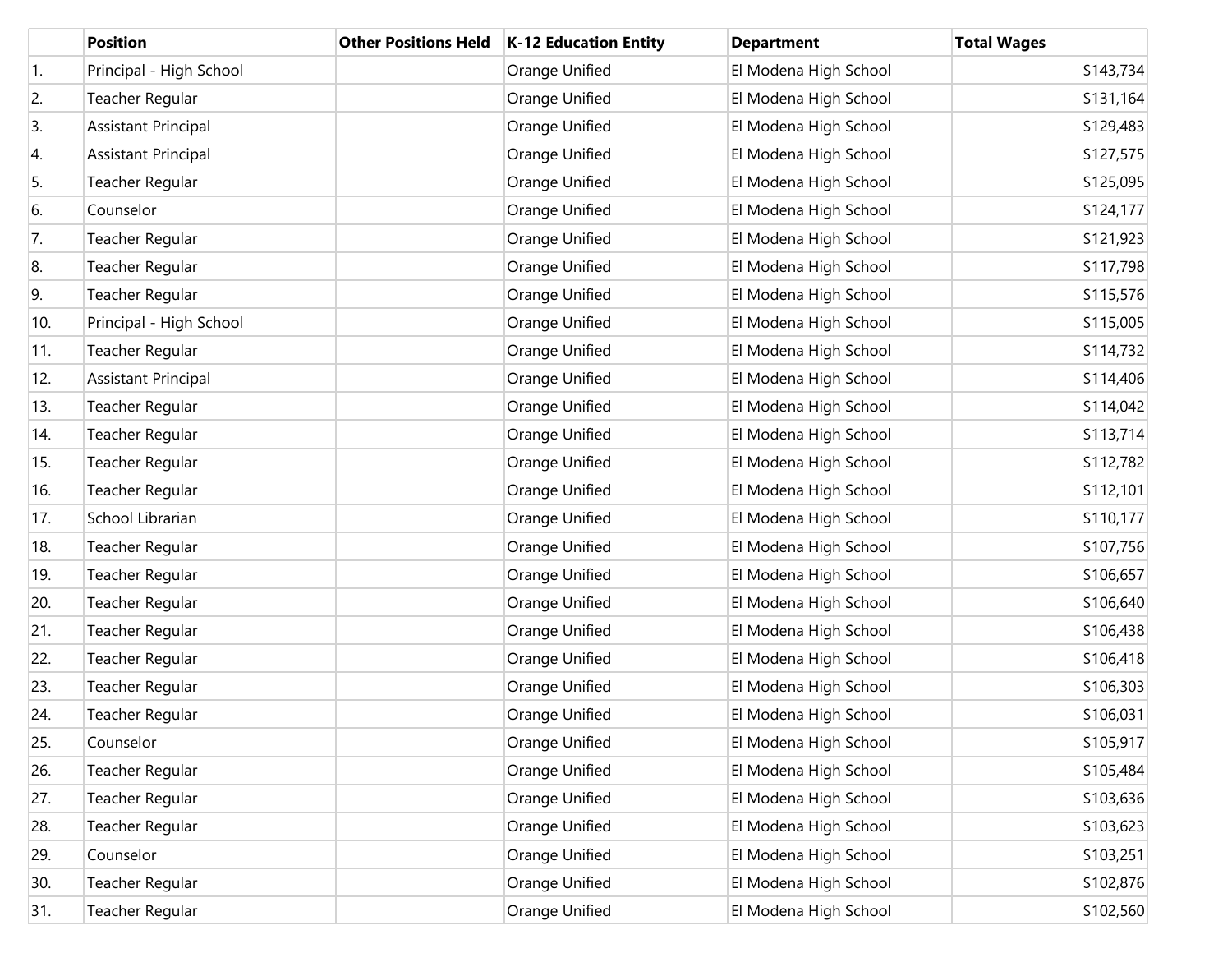| | Position | Other Positions Held | K-12 Education Entity | Department | Total Wages |
|---|---|---|---|---|---|
| 1. | Principal - High School | | Orange Unified | El Modena High School | $143,734 |
| 2. | Teacher Regular | | Orange Unified | El Modena High School | $131,164 |
| 3. | Assistant Principal | | Orange Unified | El Modena High School | $129,483 |
| 4. | Assistant Principal | | Orange Unified | El Modena High School | $127,575 |
| 5. | Teacher Regular | | Orange Unified | El Modena High School | $125,095 |
| 6. | Counselor | | Orange Unified | El Modena High School | $124,177 |
| 7. | Teacher Regular | | Orange Unified | El Modena High School | $121,923 |
| 8. | Teacher Regular | | Orange Unified | El Modena High School | $117,798 |
| 9. | Teacher Regular | | Orange Unified | El Modena High School | $115,576 |
| 10. | Principal - High School | | Orange Unified | El Modena High School | $115,005 |
| 11. | Teacher Regular | | Orange Unified | El Modena High School | $114,732 |
| 12. | Assistant Principal | | Orange Unified | El Modena High School | $114,406 |
| 13. | Teacher Regular | | Orange Unified | El Modena High School | $114,042 |
| 14. | Teacher Regular | | Orange Unified | El Modena High School | $113,714 |
| 15. | Teacher Regular | | Orange Unified | El Modena High School | $112,782 |
| 16. | Teacher Regular | | Orange Unified | El Modena High School | $112,101 |
| 17. | School Librarian | | Orange Unified | El Modena High School | $110,177 |
| 18. | Teacher Regular | | Orange Unified | El Modena High School | $107,756 |
| 19. | Teacher Regular | | Orange Unified | El Modena High School | $106,657 |
| 20. | Teacher Regular | | Orange Unified | El Modena High School | $106,640 |
| 21. | Teacher Regular | | Orange Unified | El Modena High School | $106,438 |
| 22. | Teacher Regular | | Orange Unified | El Modena High School | $106,418 |
| 23. | Teacher Regular | | Orange Unified | El Modena High School | $106,303 |
| 24. | Teacher Regular | | Orange Unified | El Modena High School | $106,031 |
| 25. | Counselor | | Orange Unified | El Modena High School | $105,917 |
| 26. | Teacher Regular | | Orange Unified | El Modena High School | $105,484 |
| 27. | Teacher Regular | | Orange Unified | El Modena High School | $103,636 |
| 28. | Teacher Regular | | Orange Unified | El Modena High School | $103,623 |
| 29. | Counselor | | Orange Unified | El Modena High School | $103,251 |
| 30. | Teacher Regular | | Orange Unified | El Modena High School | $102,876 |
| 31. | Teacher Regular | | Orange Unified | El Modena High School | $102,560 |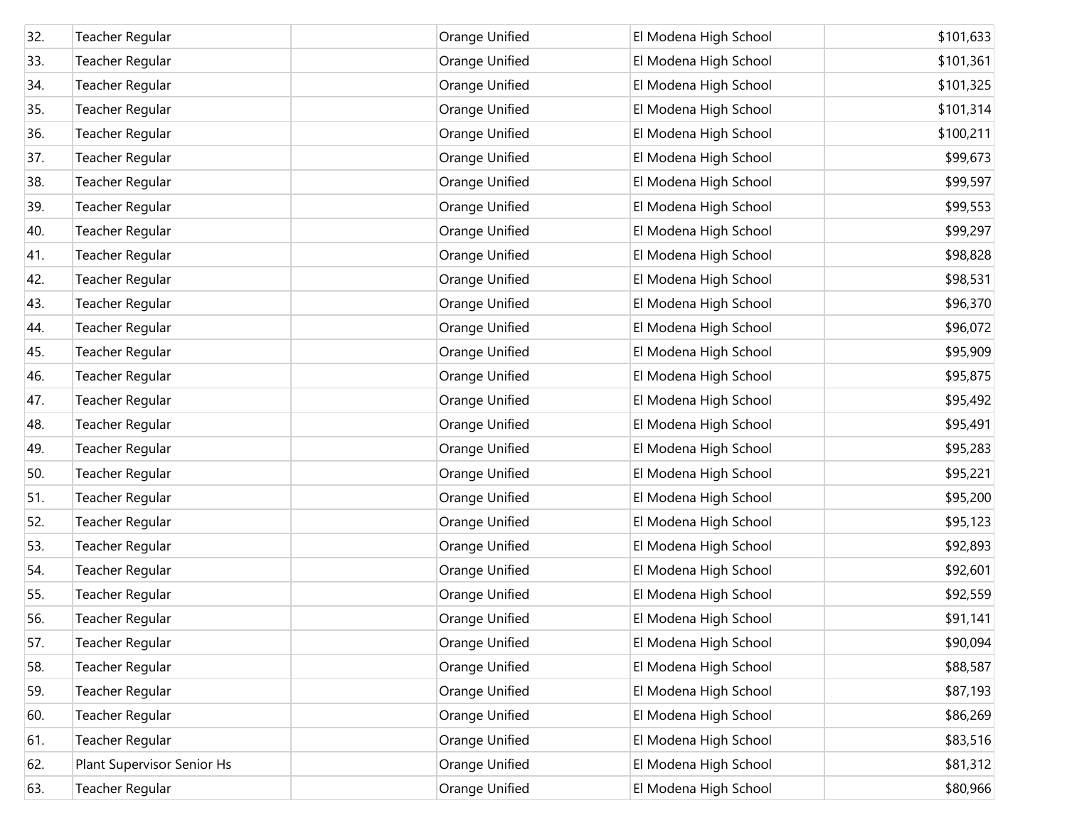| | | | | | |
|---|---|---|---|---|---|
| 32. | Teacher Regular | | Orange Unified | El Modena High School | $101,633 |
| 33. | Teacher Regular | | Orange Unified | El Modena High School | $101,361 |
| 34. | Teacher Regular | | Orange Unified | El Modena High School | $101,325 |
| 35. | Teacher Regular | | Orange Unified | El Modena High School | $101,314 |
| 36. | Teacher Regular | | Orange Unified | El Modena High School | $100,211 |
| 37. | Teacher Regular | | Orange Unified | El Modena High School | $99,673 |
| 38. | Teacher Regular | | Orange Unified | El Modena High School | $99,597 |
| 39. | Teacher Regular | | Orange Unified | El Modena High School | $99,553 |
| 40. | Teacher Regular | | Orange Unified | El Modena High School | $99,297 |
| 41. | Teacher Regular | | Orange Unified | El Modena High School | $98,828 |
| 42. | Teacher Regular | | Orange Unified | El Modena High School | $98,531 |
| 43. | Teacher Regular | | Orange Unified | El Modena High School | $96,370 |
| 44. | Teacher Regular | | Orange Unified | El Modena High School | $96,072 |
| 45. | Teacher Regular | | Orange Unified | El Modena High School | $95,909 |
| 46. | Teacher Regular | | Orange Unified | El Modena High School | $95,875 |
| 47. | Teacher Regular | | Orange Unified | El Modena High School | $95,492 |
| 48. | Teacher Regular | | Orange Unified | El Modena High School | $95,491 |
| 49. | Teacher Regular | | Orange Unified | El Modena High School | $95,283 |
| 50. | Teacher Regular | | Orange Unified | El Modena High School | $95,221 |
| 51. | Teacher Regular | | Orange Unified | El Modena High School | $95,200 |
| 52. | Teacher Regular | | Orange Unified | El Modena High School | $95,123 |
| 53. | Teacher Regular | | Orange Unified | El Modena High School | $92,893 |
| 54. | Teacher Regular | | Orange Unified | El Modena High School | $92,601 |
| 55. | Teacher Regular | | Orange Unified | El Modena High School | $92,559 |
| 56. | Teacher Regular | | Orange Unified | El Modena High School | $91,141 |
| 57. | Teacher Regular | | Orange Unified | El Modena High School | $90,094 |
| 58. | Teacher Regular | | Orange Unified | El Modena High School | $88,587 |
| 59. | Teacher Regular | | Orange Unified | El Modena High School | $87,193 |
| 60. | Teacher Regular | | Orange Unified | El Modena High School | $86,269 |
| 61. | Teacher Regular | | Orange Unified | El Modena High School | $83,516 |
| 62. | Plant Supervisor Senior Hs | | Orange Unified | El Modena High School | $81,312 |
| 63. | Teacher Regular | | Orange Unified | El Modena High School | $80,966 |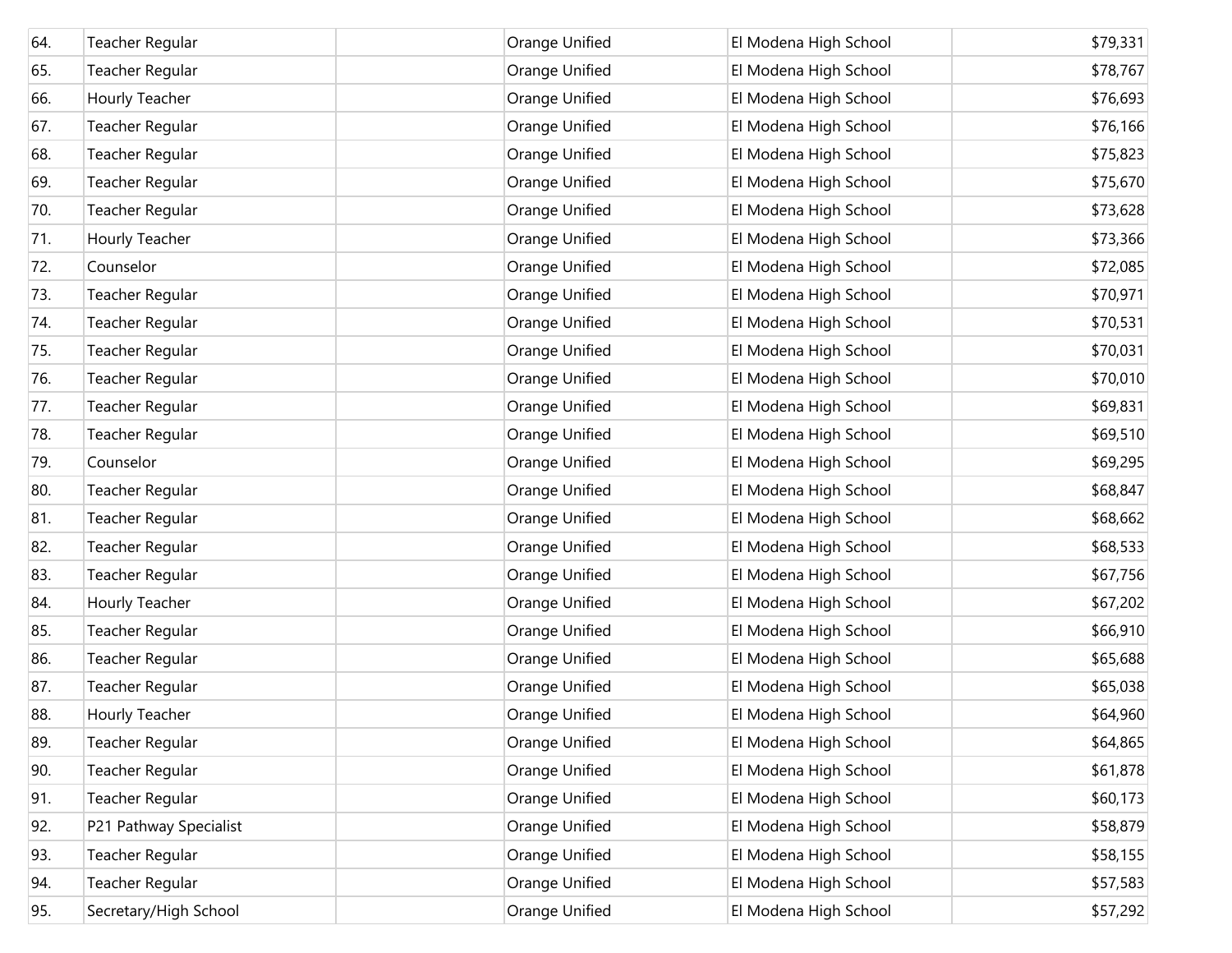| | | | | | |
|---|---|---|---|---|---|
| 64. | Teacher Regular | | Orange Unified | El Modena High School | $79,331 |
| 65. | Teacher Regular | | Orange Unified | El Modena High School | $78,767 |
| 66. | Hourly Teacher | | Orange Unified | El Modena High School | $76,693 |
| 67. | Teacher Regular | | Orange Unified | El Modena High School | $76,166 |
| 68. | Teacher Regular | | Orange Unified | El Modena High School | $75,823 |
| 69. | Teacher Regular | | Orange Unified | El Modena High School | $75,670 |
| 70. | Teacher Regular | | Orange Unified | El Modena High School | $73,628 |
| 71. | Hourly Teacher | | Orange Unified | El Modena High School | $73,366 |
| 72. | Counselor | | Orange Unified | El Modena High School | $72,085 |
| 73. | Teacher Regular | | Orange Unified | El Modena High School | $70,971 |
| 74. | Teacher Regular | | Orange Unified | El Modena High School | $70,531 |
| 75. | Teacher Regular | | Orange Unified | El Modena High School | $70,031 |
| 76. | Teacher Regular | | Orange Unified | El Modena High School | $70,010 |
| 77. | Teacher Regular | | Orange Unified | El Modena High School | $69,831 |
| 78. | Teacher Regular | | Orange Unified | El Modena High School | $69,510 |
| 79. | Counselor | | Orange Unified | El Modena High School | $69,295 |
| 80. | Teacher Regular | | Orange Unified | El Modena High School | $68,847 |
| 81. | Teacher Regular | | Orange Unified | El Modena High School | $68,662 |
| 82. | Teacher Regular | | Orange Unified | El Modena High School | $68,533 |
| 83. | Teacher Regular | | Orange Unified | El Modena High School | $67,756 |
| 84. | Hourly Teacher | | Orange Unified | El Modena High School | $67,202 |
| 85. | Teacher Regular | | Orange Unified | El Modena High School | $66,910 |
| 86. | Teacher Regular | | Orange Unified | El Modena High School | $65,688 |
| 87. | Teacher Regular | | Orange Unified | El Modena High School | $65,038 |
| 88. | Hourly Teacher | | Orange Unified | El Modena High School | $64,960 |
| 89. | Teacher Regular | | Orange Unified | El Modena High School | $64,865 |
| 90. | Teacher Regular | | Orange Unified | El Modena High School | $61,878 |
| 91. | Teacher Regular | | Orange Unified | El Modena High School | $60,173 |
| 92. | P21 Pathway Specialist | | Orange Unified | El Modena High School | $58,879 |
| 93. | Teacher Regular | | Orange Unified | El Modena High School | $58,155 |
| 94. | Teacher Regular | | Orange Unified | El Modena High School | $57,583 |
| 95. | Secretary/High School | | Orange Unified | El Modena High School | $57,292 |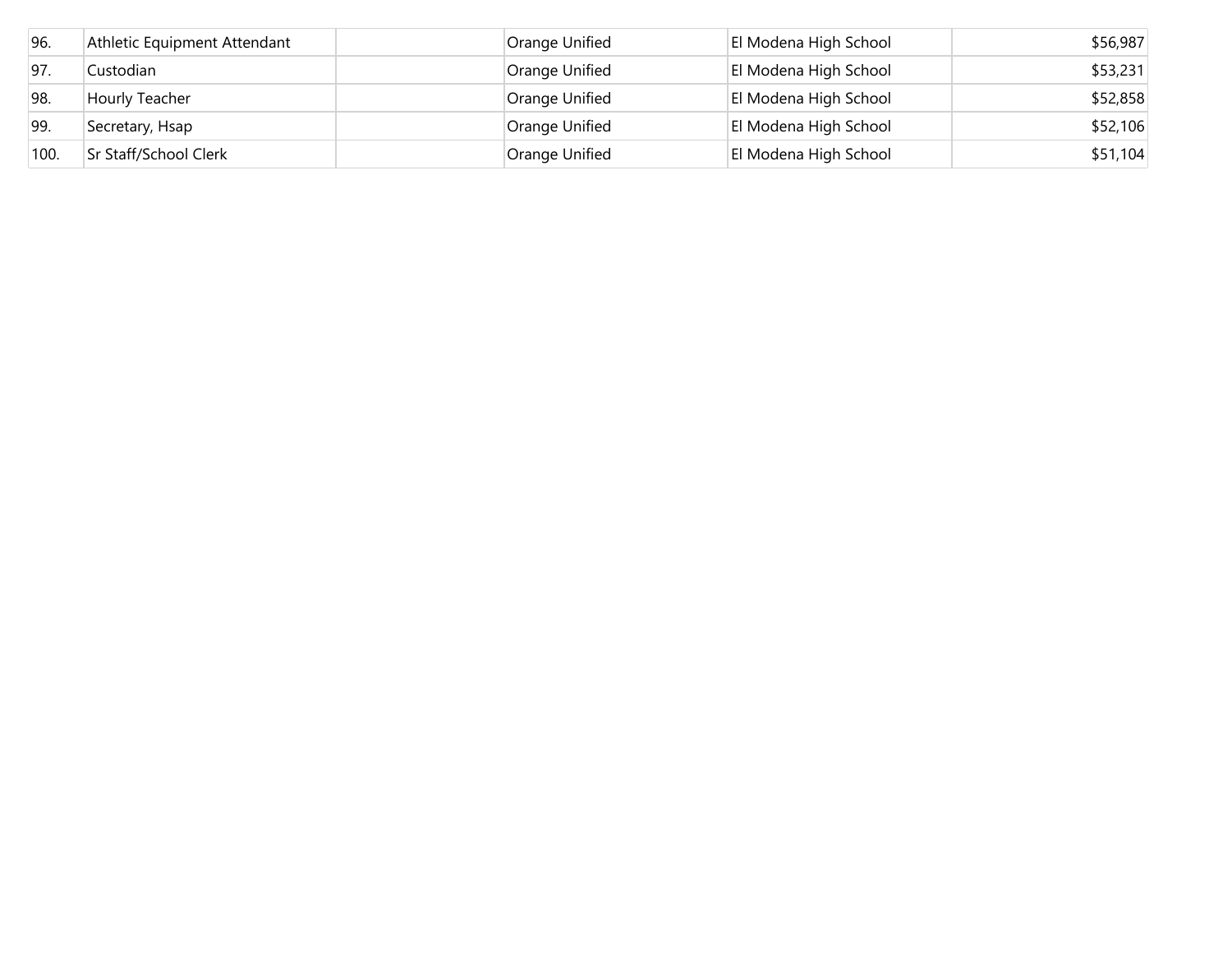| | | | | | |
|---|---|---|---|---|---|
| 96. | Athletic Equipment Attendant | | Orange Unified | El Modena High School | $56,987 |
| 97. | Custodian | | Orange Unified | El Modena High School | $53,231 |
| 98. | Hourly Teacher | | Orange Unified | El Modena High School | $52,858 |
| 99. | Secretary, Hsap | | Orange Unified | El Modena High School | $52,106 |
| 100. | Sr Staff/School Clerk | | Orange Unified | El Modena High School | $51,104 |